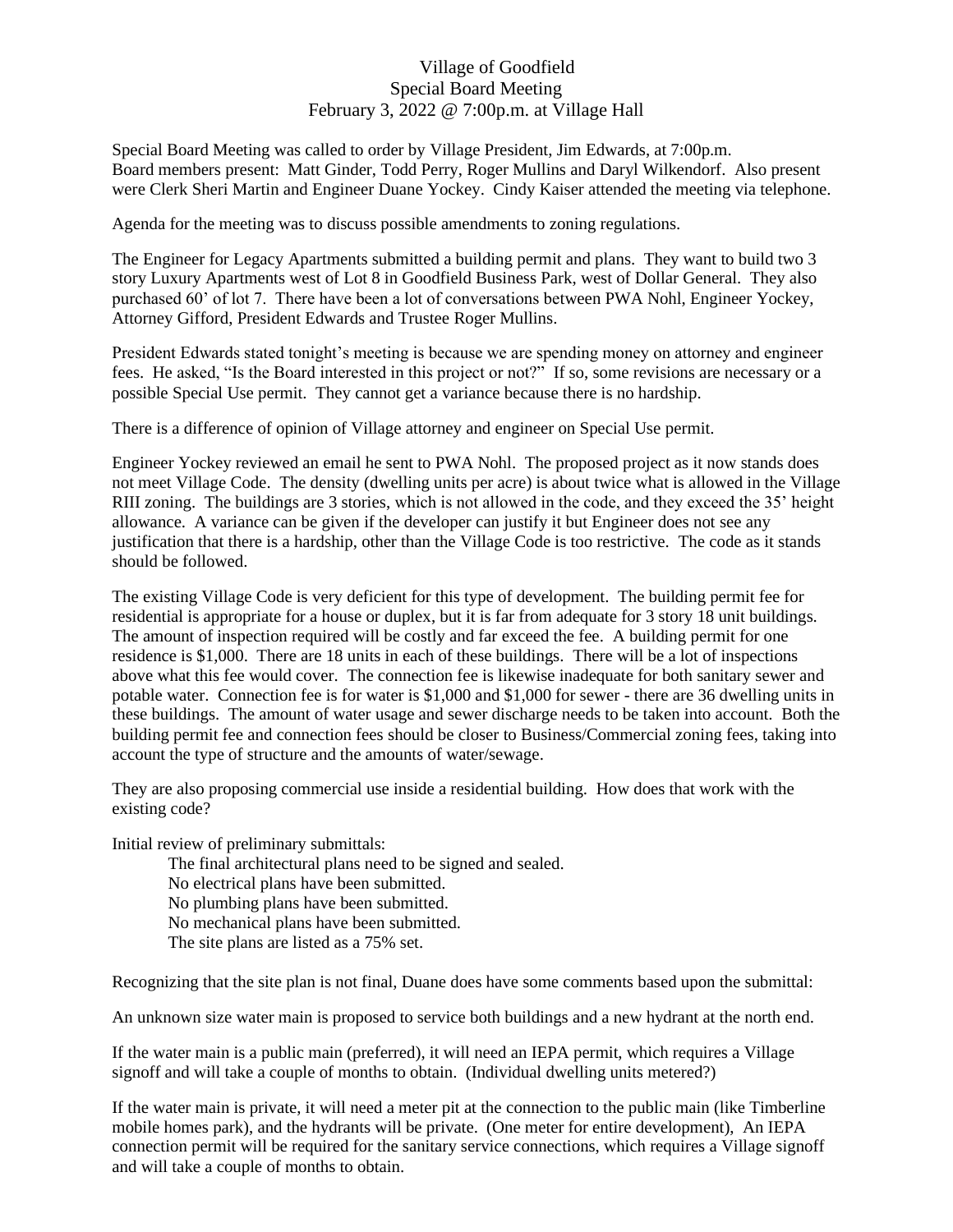# Village of Goodfield
## Special Board Meeting
### February 3, 2022 @ 7:00p.m. at Village Hall

Special Board Meeting was called to order by Village President, Jim Edwards, at 7:00p.m. Board members present: Matt Ginder, Todd Perry, Roger Mullins and Daryl Wilkendorf. Also present were Clerk Sheri Martin and Engineer Duane Yockey. Cindy Kaiser attended the meeting via telephone.

Agenda for the meeting was to discuss possible amendments to zoning regulations.

The Engineer for Legacy Apartments submitted a building permit and plans. They want to build two 3 story Luxury Apartments west of Lot 8 in Goodfield Business Park, west of Dollar General. They also purchased 60' of lot 7. There have been a lot of conversations between PWA Nohl, Engineer Yockey, Attorney Gifford, President Edwards and Trustee Roger Mullins.

President Edwards stated tonight's meeting is because we are spending money on attorney and engineer fees. He asked, "Is the Board interested in this project or not?" If so, some revisions are necessary or a possible Special Use permit. They cannot get a variance because there is no hardship.

There is a difference of opinion of Village attorney and engineer on Special Use permit.

Engineer Yockey reviewed an email he sent to PWA Nohl. The proposed project as it now stands does not meet Village Code. The density (dwelling units per acre) is about twice what is allowed in the Village RIII zoning. The buildings are 3 stories, which is not allowed in the code, and they exceed the 35' height allowance. A variance can be given if the developer can justify it but Engineer does not see any justification that there is a hardship, other than the Village Code is too restrictive. The code as it stands should be followed.

The existing Village Code is very deficient for this type of development. The building permit fee for residential is appropriate for a house or duplex, but it is far from adequate for 3 story 18 unit buildings. The amount of inspection required will be costly and far exceed the fee. A building permit for one residence is $1,000. There are 18 units in each of these buildings. There will be a lot of inspections above what this fee would cover. The connection fee is likewise inadequate for both sanitary sewer and potable water. Connection fee is for water is $1,000 and $1,000 for sewer - there are 36 dwelling units in these buildings. The amount of water usage and sewer discharge needs to be taken into account. Both the building permit fee and connection fees should be closer to Business/Commercial zoning fees, taking into account the type of structure and the amounts of water/sewage.

They are also proposing commercial use inside a residential building. How does that work with the existing code?

Initial review of preliminary submittals:

- The final architectural plans need to be signed and sealed.
- No electrical plans have been submitted.
- No plumbing plans have been submitted.
- No mechanical plans have been submitted.
- The site plans are listed as a 75% set.

Recognizing that the site plan is not final, Duane does have some comments based upon the submittal:

An unknown size water main is proposed to service both buildings and a new hydrant at the north end.

If the water main is a public main (preferred), it will need an IEPA permit, which requires a Village signoff and will take a couple of months to obtain. (Individual dwelling units metered?)

If the water main is private, it will need a meter pit at the connection to the public main (like Timberline mobile homes park), and the hydrants will be private. (One meter for entire development), An IEPA connection permit will be required for the sanitary service connections, which requires a Village signoff and will take a couple of months to obtain.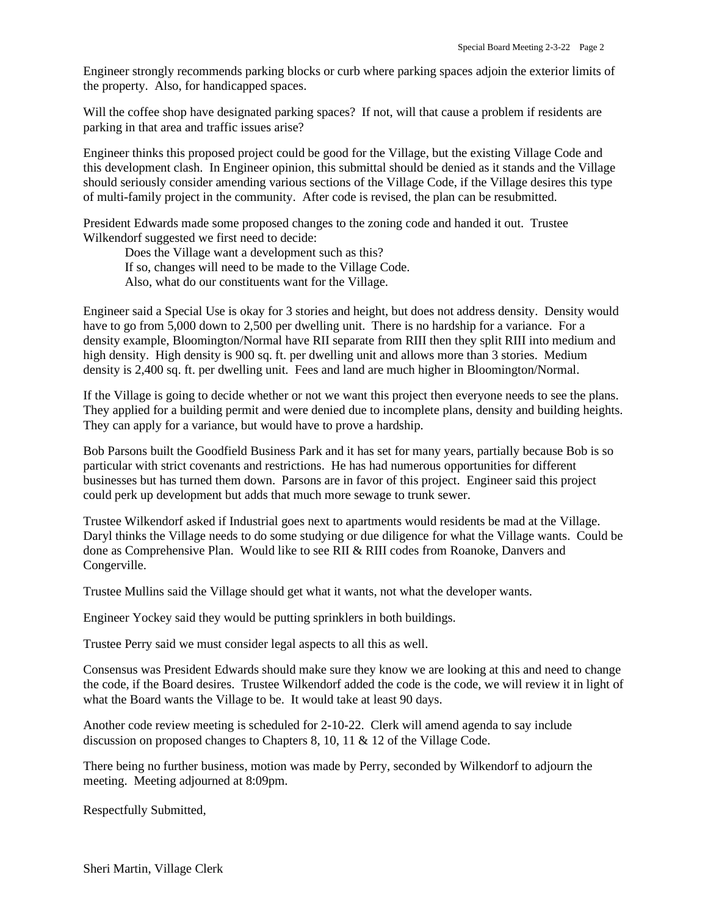Engineer strongly recommends parking blocks or curb where parking spaces adjoin the exterior limits of the property. Also, for handicapped spaces.

Will the coffee shop have designated parking spaces? If not, will that cause a problem if residents are parking in that area and traffic issues arise?

Engineer thinks this proposed project could be good for the Village, but the existing Village Code and this development clash. In Engineer opinion, this submittal should be denied as it stands and the Village should seriously consider amending various sections of the Village Code, if the Village desires this type of multi-family project in the community. After code is revised, the plan can be resubmitted.

President Edwards made some proposed changes to the zoning code and handed it out. Trustee Wilkendorf suggested we first need to decide:

Does the Village want a development such as this?
If so, changes will need to be made to the Village Code.
Also, what do our constituents want for the Village.

Engineer said a Special Use is okay for 3 stories and height, but does not address density. Density would have to go from 5,000 down to 2,500 per dwelling unit. There is no hardship for a variance. For a density example, Bloomington/Normal have RII separate from RIII then they split RIII into medium and high density. High density is 900 sq. ft. per dwelling unit and allows more than 3 stories. Medium density is 2,400 sq. ft. per dwelling unit. Fees and land are much higher in Bloomington/Normal.

If the Village is going to decide whether or not we want this project then everyone needs to see the plans. They applied for a building permit and were denied due to incomplete plans, density and building heights. They can apply for a variance, but would have to prove a hardship.

Bob Parsons built the Goodfield Business Park and it has set for many years, partially because Bob is so particular with strict covenants and restrictions. He has had numerous opportunities for different businesses but has turned them down. Parsons are in favor of this project. Engineer said this project could perk up development but adds that much more sewage to trunk sewer.

Trustee Wilkendorf asked if Industrial goes next to apartments would residents be mad at the Village. Daryl thinks the Village needs to do some studying or due diligence for what the Village wants. Could be done as Comprehensive Plan. Would like to see RII & RIII codes from Roanoke, Danvers and Congerville.

Trustee Mullins said the Village should get what it wants, not what the developer wants.

Engineer Yockey said they would be putting sprinklers in both buildings.

Trustee Perry said we must consider legal aspects to all this as well.

Consensus was President Edwards should make sure they know we are looking at this and need to change the code, if the Board desires. Trustee Wilkendorf added the code is the code, we will review it in light of what the Board wants the Village to be. It would take at least 90 days.

Another code review meeting is scheduled for 2-10-22. Clerk will amend agenda to say include discussion on proposed changes to Chapters 8, 10, 11 & 12 of the Village Code.

There being no further business, motion was made by Perry, seconded by Wilkendorf to adjourn the meeting. Meeting adjourned at 8:09pm.

Respectfully Submitted,

Sheri Martin, Village Clerk